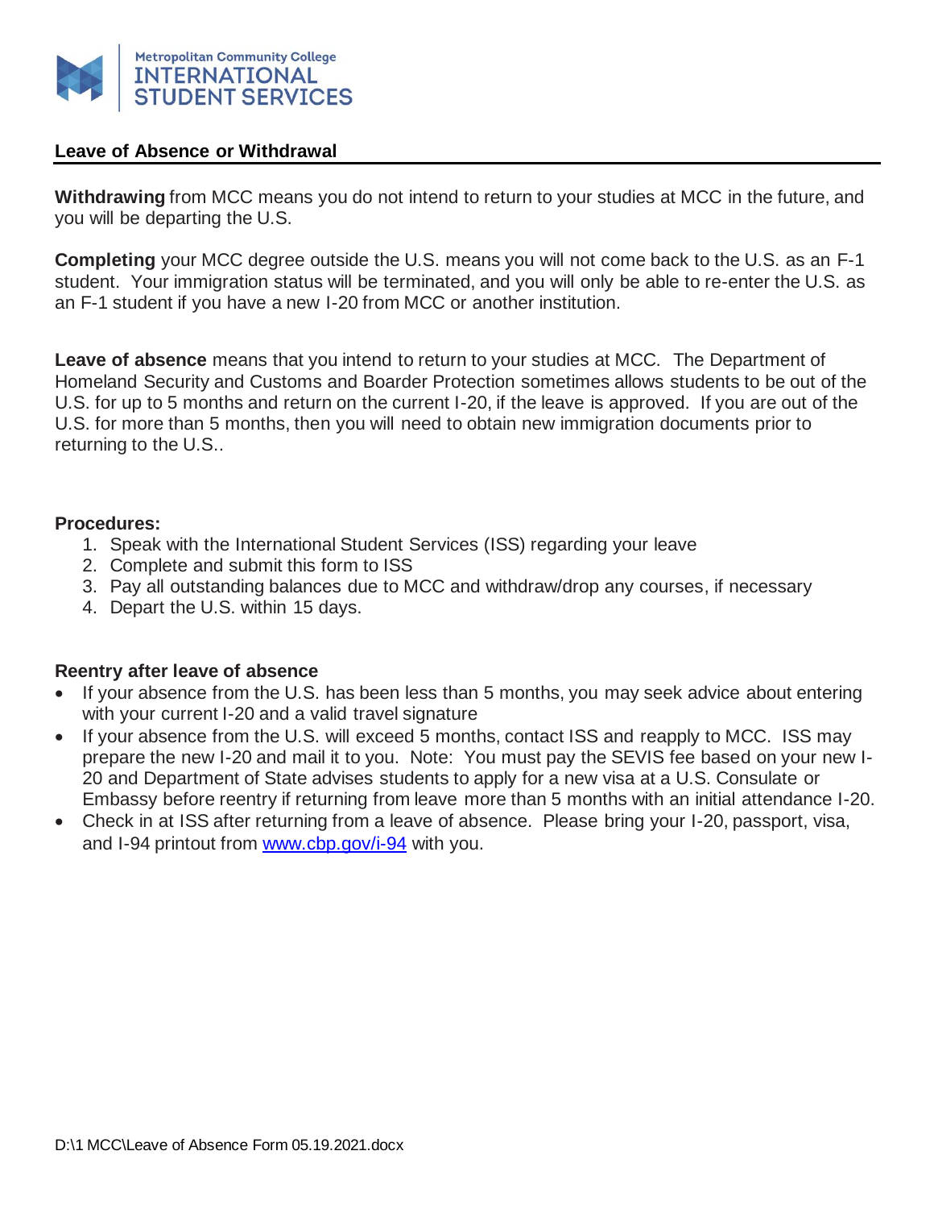Metropolitan Community College
INTERNATIONAL STUDENT SERVICES

## Leave of Absence or Withdrawal

**Withdrawing** from MCC means you do not intend to return to your studies at MCC in the future, and you will be departing the U.S.

**Completing** your MCC degree outside the U.S. means you will not come back to the U.S. as an F-1 student. Your immigration status will be terminated, and you will only be able to re-enter the U.S. as an F-1 student if you have a new I-20 from MCC or another institution.

**Leave of absence** means that you intend to return to your studies at MCC. The Department of Homeland Security and Customs and Boarder Protection sometimes allows students to be out of the U.S. for up to 5 months and return on the current I-20, if the leave is approved. If you are out of the U.S. for more than 5 months, then you will need to obtain new immigration documents prior to returning to the U.S..

**Procedures:**

1. Speak with the International Student Services (ISS) regarding your leave
2. Complete and submit this form to ISS
3. Pay all outstanding balances due to MCC and withdraw/drop any courses, if necessary
4. Depart the U.S. within 15 days.

**Reentry after leave of absence**

- If your absence from the U.S. has been less than 5 months, you may seek advice about entering with your current I-20 and a valid travel signature
- If your absence from the U.S. will exceed 5 months, contact ISS and reapply to MCC. ISS may prepare the new I-20 and mail it to you. Note: You must pay the SEVIS fee based on your new I-20 and Department of State advises students to apply for a new visa at a U.S. Consulate or Embassy before reentry if returning from leave more than 5 months with an initial attendance I-20.
- Check in at ISS after returning from a leave of absence. Please bring your I-20, passport, visa, and I-94 printout from www.cbp.gov/i-94 with you.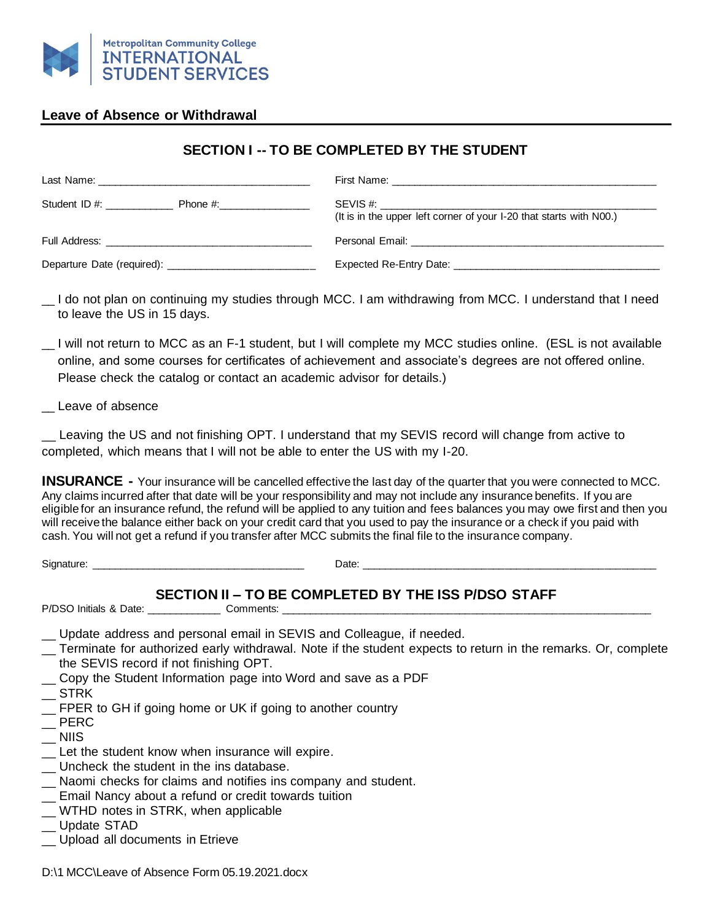Metropolitan Community College
INTERNATIONAL STUDENT SERVICES

## Leave of Absence or Withdrawal

### SECTION I -- TO BE COMPLETED BY THE STUDENT

Last Name: ___________________________________ First Name: ___________________________________________

Student ID #: ___________ Phone #:_______________ SEVIS #: _______________________________________________
(It is in the upper left corner of your I-20 that starts with N00.)

Full Address: __________________________________ Personal Email: ___________________________________________

Departure Date (required): ________________________ Expected Re-Entry Date: _________________________________

__ I do not plan on continuing my studies through MCC. I am withdrawing from MCC. I understand that I need to leave the US in 15 days.

__ I will not return to MCC as an F-1 student, but I will complete my MCC studies online. (ESL is not available online, and some courses for certificates of achievement and associate's degrees are not offered online. Please check the catalog or contact an academic advisor for details.)

__ Leave of absence

__ Leaving the US and not finishing OPT. I understand that my SEVIS record will change from active to completed, which means that I will not be able to enter the US with my I-20.

**INSURANCE -** Your insurance will be cancelled effective the last day of the quarter that you were connected to MCC. Any claims incurred after that date will be your responsibility and may not include any insurance benefits. If you are eligible for an insurance refund, the refund will be applied to any tuition and fees balances you may owe first and then you will receive the balance either back on your credit card that you used to pay the insurance or a check if you paid with cash. You will not get a refund if you transfer after MCC submits the final file to the insurance company.

Signature: ___________________________________ Date: _________________________________________________

### SECTION II – TO BE COMPLETED BY THE ISS P/DSO STAFF

P/DSO Initials & Date: ____________ Comments: ______________________________________________________________

__ Update address and personal email in SEVIS and Colleague, if needed.
__ Terminate for authorized early withdrawal. Note if the student expects to return in the remarks. Or, complete the SEVIS record if not finishing OPT.
__ Copy the Student Information page into Word and save as a PDF
__ STRK
__ FPER to GH if going home or UK if going to another country
__ PERC
__ NIIS
__ Let the student know when insurance will expire.
__ Uncheck the student in the ins database.
__ Naomi checks for claims and notifies ins company and student.
__ Email Nancy about a refund or credit towards tuition
__ WTHD notes in STRK, when applicable
__ Update STAD
__ Upload all documents in Etrieve

D:\1 MCC\Leave of Absence Form 05.19.2021.docx